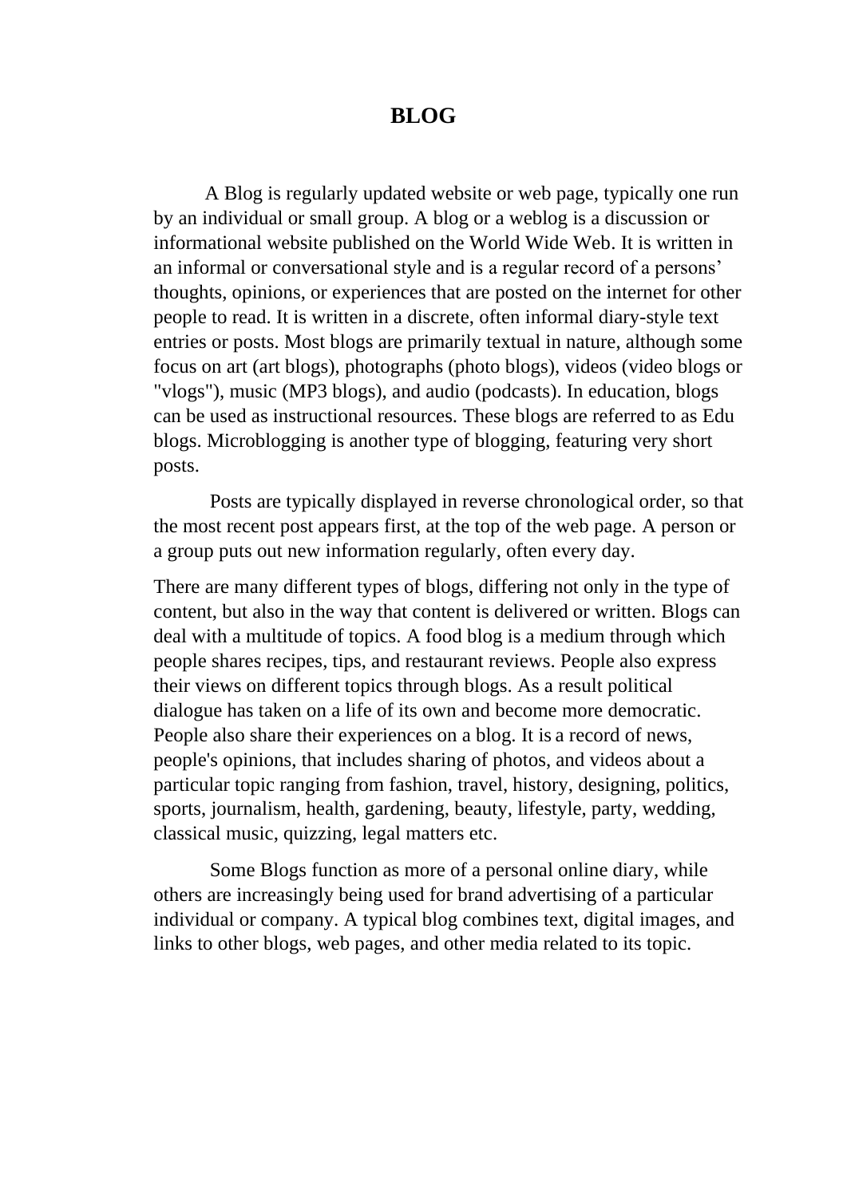# BLOG

A Blog is regularly updated website or web page, typically one run by an individual or small group. A blog or a weblog is a discussion or informational website published on the World Wide Web. It is written in an informal or conversational style and is a regular record of a persons' thoughts, opinions, or experiences that are posted on the internet for other people to read. It is written in a discrete, often informal diary-style text entries or posts. Most blogs are primarily textual in nature, although some focus on art (art blogs), photographs (photo blogs), videos (video blogs or "vlogs"), music (MP3 blogs), and audio (podcasts). In education, blogs can be used as instructional resources. These blogs are referred to as Edu blogs. Microblogging is another type of blogging, featuring very short posts.

Posts are typically displayed in reverse chronological order, so that the most recent post appears first, at the top of the web page. A person or a group puts out new information regularly, often every day.

There are many different types of blogs, differing not only in the type of content, but also in the way that content is delivered or written. Blogs can deal with a multitude of topics. A food blog is a medium through which people shares recipes, tips, and restaurant reviews. People also express their views on different topics through blogs. As a result political dialogue has taken on a life of its own and become more democratic. People also share their experiences on a blog. It is a record of news, people's opinions, that includes sharing of photos, and videos about a particular topic ranging from fashion, travel, history, designing, politics, sports, journalism, health, gardening, beauty, lifestyle, party, wedding, classical music, quizzing, legal matters etc.

Some Blogs function as more of a personal online diary, while others are increasingly being used for brand advertising of a particular individual or company. A typical blog combines text, digital images, and links to other blogs, web pages, and other media related to its topic.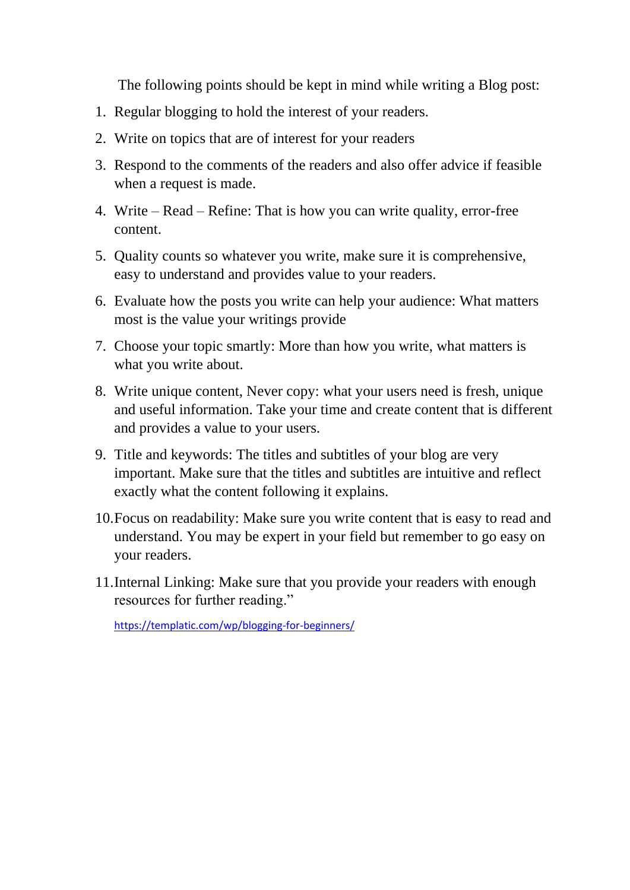The following points should be kept in mind while writing a Blog post:

1. Regular blogging to hold the interest of your readers.
2. Write on topics that are of interest for your readers
3. Respond to the comments of the readers and also offer advice if feasible when a request is made.
4. Write – Read – Refine: That is how you can write quality, error-free content.
5. Quality counts so whatever you write, make sure it is comprehensive, easy to understand and provides value to your readers.
6. Evaluate how the posts you write can help your audience: What matters most is the value your writings provide
7. Choose your topic smartly: More than how you write, what matters is what you write about.
8. Write unique content, Never copy: what your users need is fresh, unique and useful information. Take your time and create content that is different and provides a value to your users.
9. Title and keywords: The titles and subtitles of your blog are very important. Make sure that the titles and subtitles are intuitive and reflect exactly what the content following it explains.
10. Focus on readability: Make sure you write content that is easy to read and understand. You may be expert in your field but remember to go easy on your readers.
11. Internal Linking: Make sure that you provide your readers with enough resources for further reading."

https://templatic.com/wp/blogging-for-beginners/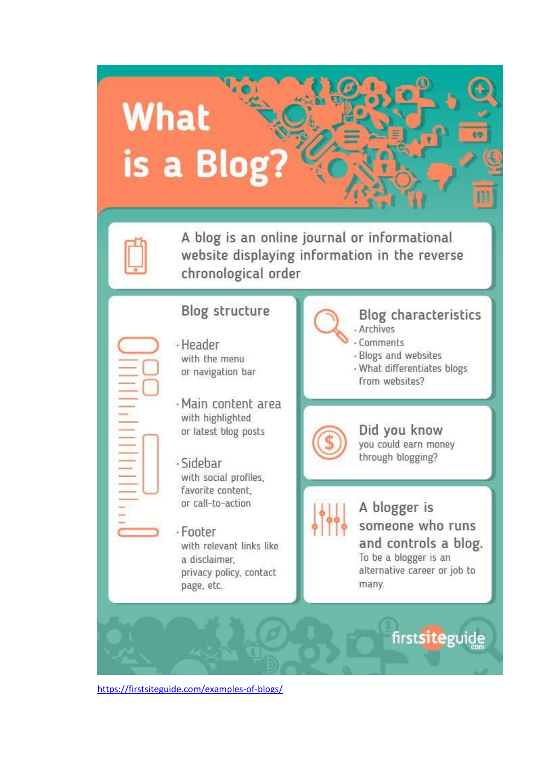# What is a Blog?

A blog is an online journal or informational website displaying information in the reverse chronological order

## Blog structure

- **Header** with the menu or navigation bar
- **Main content area** with highlighted or latest blog posts
- **Sidebar** with social profiles, favorite content, or call-to-action
- **Footer** with relevant links like a disclaimer, privacy policy, contact page, etc.

## Blog characteristics

- Archives
- Comments
- Blogs and websites
- What differentiates blogs from websites?

## Did you know

you could earn money through blogging?

## A blogger is someone who runs and controls a blog.

To be a blogger is an alternative career or job to many.

firstsiteguide.com

https://firstsiteguide.com/examples-of-blogs/